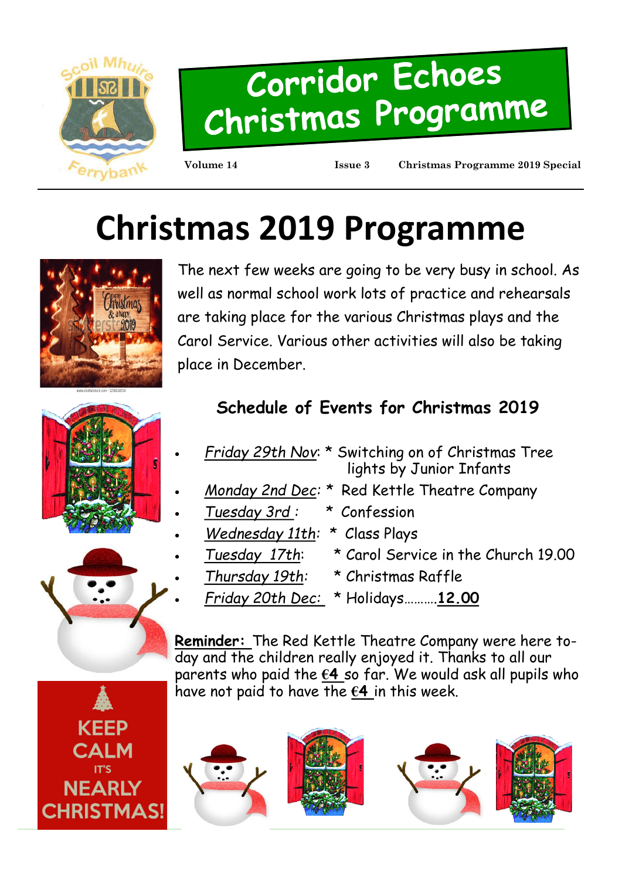# Corridor Echoes Christmas Programme

Scoil Mhuire Ferrybank

Volume 14 Issue 3 Christmas Programme 2019 Special

# Christmas 2019 Programme

The next few weeks are going to be very busy in school. As well as normal school work lots of practice and rehearsals are taking place for the various Christmas plays and the Carol Service. Various other activities will also be taking place in December.

### Schedule of Events for Christmas 2019

- *Friday 29th Nov*: * Switching on of Christmas Tree lights by Junior Infants
- *Monday 2nd Dec*: * Red Kettle Theatre Company
- *Tuesday 3rd* : * Confession
- *Wednesday 11th*: * Class Plays
- *Tuesday 17th*: * Carol Service in the Church 19.00
- *Thursday 19th*: * Christmas Raffle
- *Friday 20th Dec*: * Holidays……….**12.00**

**Reminder:** The Red Kettle Theatre Company were here today and the children really enjoyed it. Thanks to all our parents who paid the **€4** so far. We would ask all pupils who have not paid to have the **€4** in this week.

KEEP CALM IT'S NEARLY CHRISTMAS!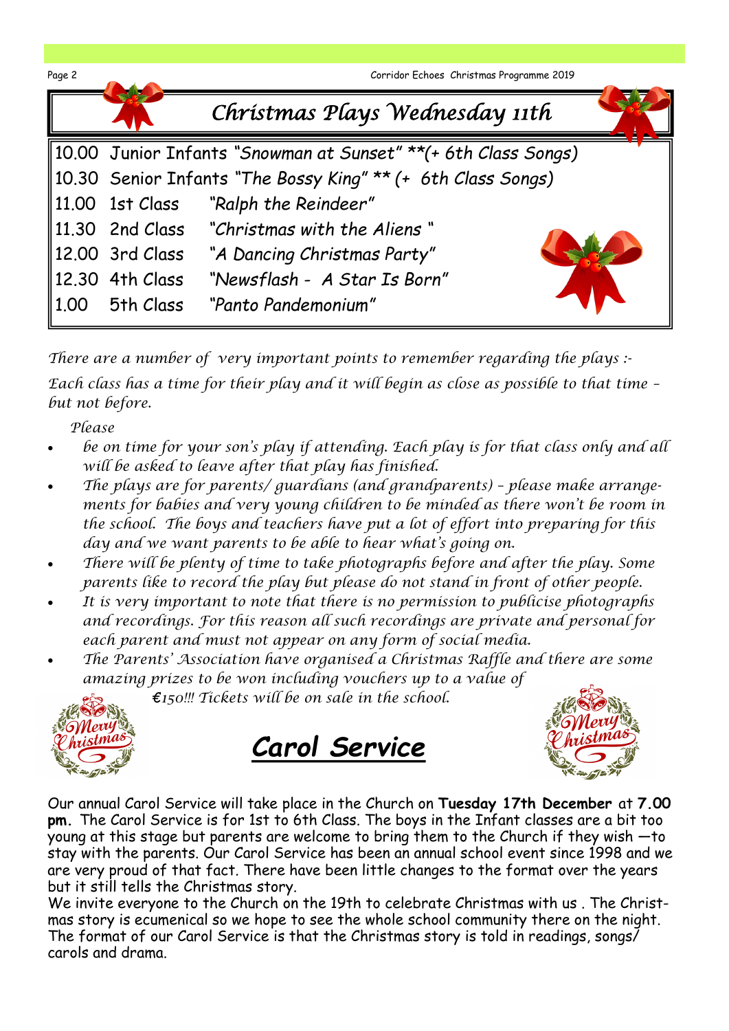# Christmas Plays Wednesday 11th

| | | |
|---|---|---|
| 10.00 | Junior Infants | "Snowman at Sunset" **(+ 6th Class Songs) |
| 10.30 | Senior Infants | "The Bossy King" ** (+ 6th Class Songs) |
| 11.00 | 1st Class | "Ralph the Reindeer" |
| 11.30 | 2nd Class | "Christmas with the Aliens " |
| 12.00 | 3rd Class | "A Dancing Christmas Party" |
| 12.30 | 4th Class | "Newsflash - A Star Is Born" |
| 1.00 | 5th Class | "Panto Pandemonium" |

*There are a number of very important points to remember regarding the plays :-*

*Each class has a time for their play and it will begin as close as possible to that time – but not before.*

*Please*

- *be on time for your son's play if attending. Each play is for that class only and all will be asked to leave after that play has finished.*
- *The plays are for parents/ guardians (and grandparents) – please make arrangements for babies and very young children to be minded as there won't be room in the school. The boys and teachers have put a lot of effort into preparing for this day and we want parents to be able to hear what's going on.*
- *There will be plenty of time to take photographs before and after the play. Some parents like to record the play but please do not stand in front of other people.*
- *It is very important to note that there is no permission to publicise photographs and recordings. For this reason all such recordings are private and personal for each parent and must not appear on any form of social media.*
- *The Parents' Association have organised a Christmas Raffle and there are some amazing prizes to be won including vouchers up to a value of €150!!! Tickets will be on sale in the school.*

## Carol Service

Our annual Carol Service will take place in the Church on **Tuesday 17th December** at **7.00 pm.** The Carol Service is for 1st to 6th Class. The boys in the Infant classes are a bit too young at this stage but parents are welcome to bring them to the Church if they wish —to stay with the parents. Our Carol Service has been an annual school event since 1998 and we are very proud of that fact. There have been little changes to the format over the years but it still tells the Christmas story.

We invite everyone to the Church on the 19th to celebrate Christmas with us . The Christmas story is ecumenical so we hope to see the whole school community there on the night. The format of our Carol Service is that the Christmas story is told in readings, songs/ carols and drama.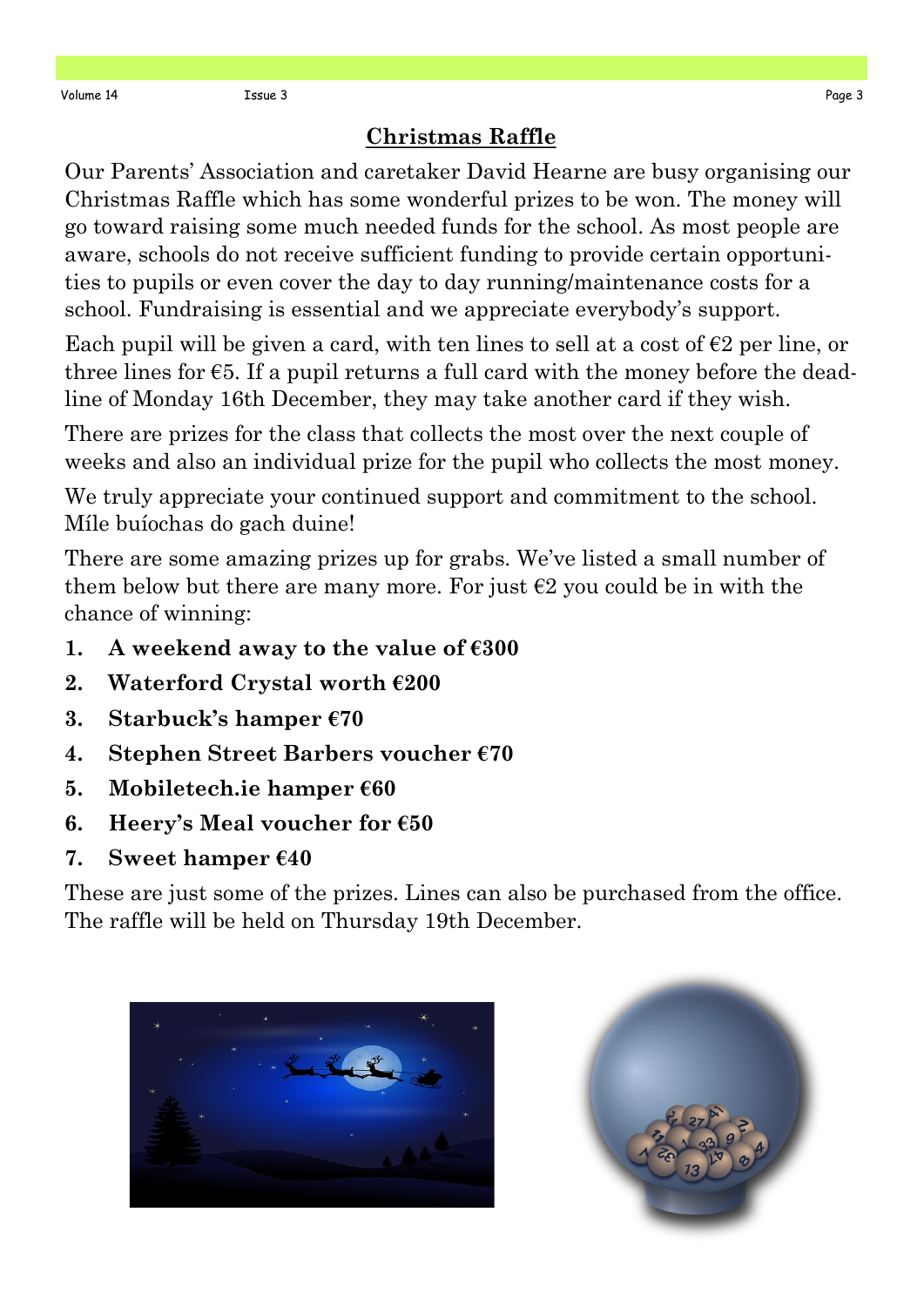## Christmas Raffle

Our Parents' Association and caretaker David Hearne are busy organising our Christmas Raffle which has some wonderful prizes to be won. The money will go toward raising some much needed funds for the school. As most people are aware, schools do not receive sufficient funding to provide certain opportunities to pupils or even cover the day to day running/maintenance costs for a school. Fundraising is essential and we appreciate everybody's support.

Each pupil will be given a card, with ten lines to sell at a cost of €2 per line, or three lines for €5. If a pupil returns a full card with the money before the deadline of Monday 16th December, they may take another card if they wish.

There are prizes for the class that collects the most over the next couple of weeks and also an individual prize for the pupil who collects the most money.

We truly appreciate your continued support and commitment to the school. Míle buíochas do gach duine!

There are some amazing prizes up for grabs. We've listed a small number of them below but there are many more. For just €2 you could be in with the chance of winning:

1. **A weekend away to the value of €300**
2. **Waterford Crystal worth €200**
3. **Starbuck's hamper €70**
4. **Stephen Street Barbers voucher €70**
5. **Mobiletech.ie hamper €60**
6. **Heery's Meal voucher for €50**
7. **Sweet hamper €40**

These are just some of the prizes. Lines can also be purchased from the office. The raffle will be held on Thursday 19th December.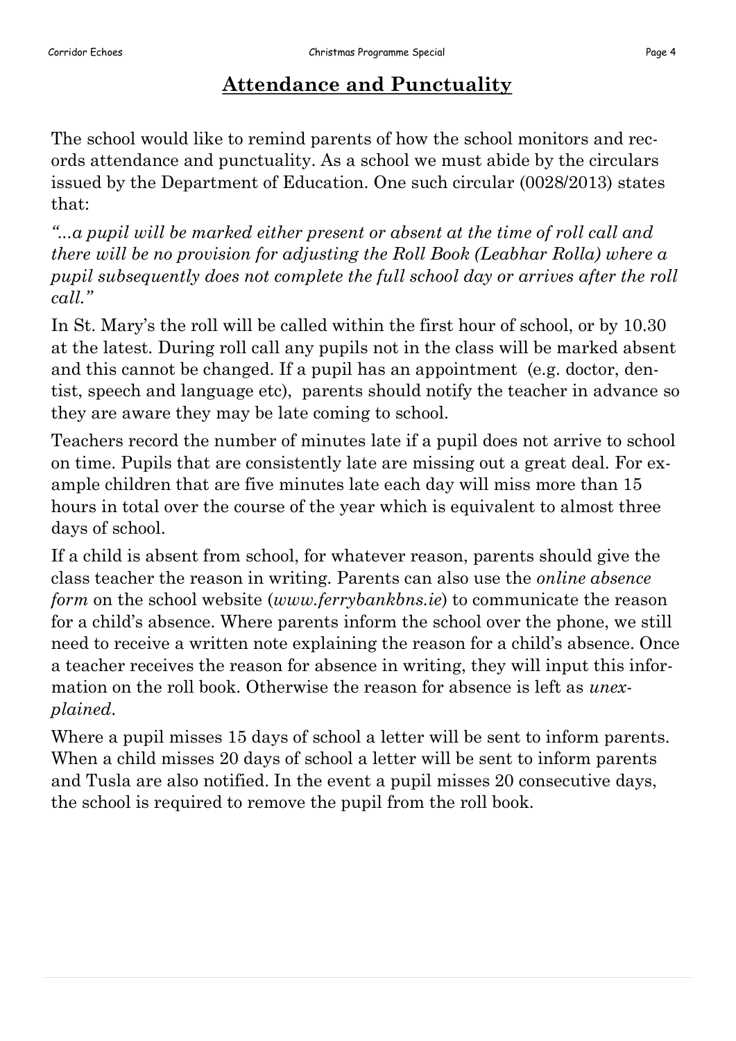## Attendance and Punctuality

The school would like to remind parents of how the school monitors and records attendance and punctuality. As a school we must abide by the circulars issued by the Department of Education. One such circular (0028/2013) states that:

*"...a pupil will be marked either present or absent at the time of roll call and there will be no provision for adjusting the Roll Book (Leabhar Rolla) where a pupil subsequently does not complete the full school day or arrives after the roll call."*

In St. Mary's the roll will be called within the first hour of school, or by 10.30 at the latest. During roll call any pupils not in the class will be marked absent and this cannot be changed. If a pupil has an appointment (e.g. doctor, dentist, speech and language etc), parents should notify the teacher in advance so they are aware they may be late coming to school.

Teachers record the number of minutes late if a pupil does not arrive to school on time. Pupils that are consistently late are missing out a great deal. For example children that are five minutes late each day will miss more than 15 hours in total over the course of the year which is equivalent to almost three days of school.

If a child is absent from school, for whatever reason, parents should give the class teacher the reason in writing. Parents can also use the *online absence form* on the school website (*www.ferrybankbns.ie*) to communicate the reason for a child's absence. Where parents inform the school over the phone, we still need to receive a written note explaining the reason for a child's absence. Once a teacher receives the reason for absence in writing, they will input this information on the roll book. Otherwise the reason for absence is left as *unexplained*.

Where a pupil misses 15 days of school a letter will be sent to inform parents. When a child misses 20 days of school a letter will be sent to inform parents and Tusla are also notified. In the event a pupil misses 20 consecutive days, the school is required to remove the pupil from the roll book.